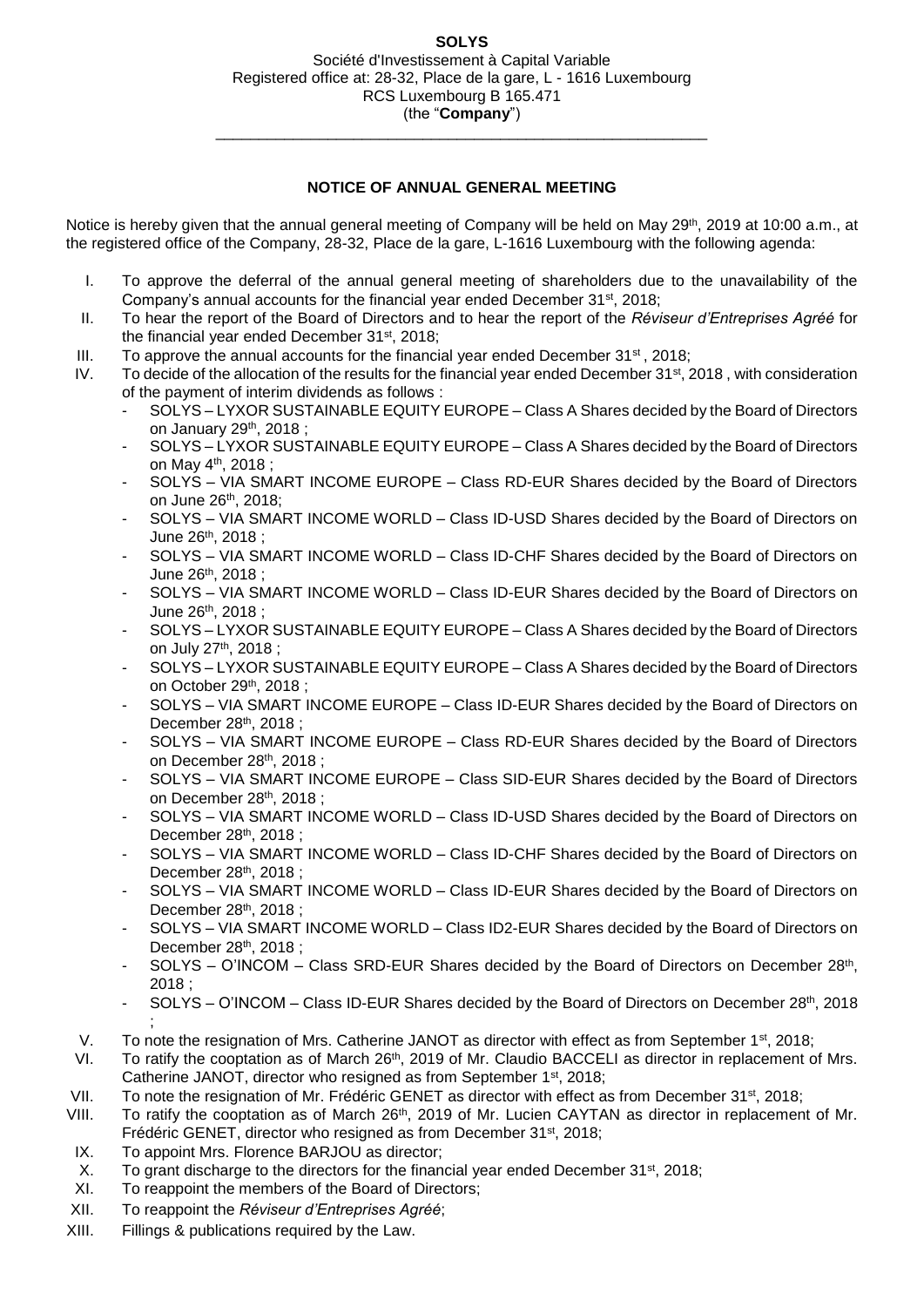**SOLYS**
Société d'Investissement à Capital Variable
Registered office at: 28-32, Place de la gare, L - 1616 Luxembourg
RCS Luxembourg B 165.471
(the "**Company**")

---

## NOTICE OF ANNUAL GENERAL MEETING

Notice is hereby given that the annual general meeting of Company will be held on May 29th, 2019 at 10:00 a.m., at the registered office of the Company, 28-32, Place de la gare, L-1616 Luxembourg with the following agenda:

I. To approve the deferral of the annual general meeting of shareholders due to the unavailability of the Company's annual accounts for the financial year ended December 31st, 2018;

II. To hear the report of the Board of Directors and to hear the report of the *Réviseur d'Entreprises Agréé* for the financial year ended December 31st, 2018;

III. To approve the annual accounts for the financial year ended December 31st , 2018;

IV. To decide of the allocation of the results for the financial year ended December 31st, 2018 , with consideration of the payment of interim dividends as follows :
   - SOLYS – LYXOR SUSTAINABLE EQUITY EUROPE – Class A Shares decided by the Board of Directors on January 29th, 2018 ;
   - SOLYS – LYXOR SUSTAINABLE EQUITY EUROPE – Class A Shares decided by the Board of Directors on May 4th, 2018 ;
   - SOLYS – VIA SMART INCOME EUROPE – Class RD-EUR Shares decided by the Board of Directors on June 26th, 2018;
   - SOLYS – VIA SMART INCOME WORLD – Class ID-USD Shares decided by the Board of Directors on June 26th, 2018 ;
   - SOLYS – VIA SMART INCOME WORLD – Class ID-CHF Shares decided by the Board of Directors on June 26th, 2018 ;
   - SOLYS – VIA SMART INCOME WORLD – Class ID-EUR Shares decided by the Board of Directors on June 26th, 2018 ;
   - SOLYS – LYXOR SUSTAINABLE EQUITY EUROPE – Class A Shares decided by the Board of Directors on July 27th, 2018 ;
   - SOLYS – LYXOR SUSTAINABLE EQUITY EUROPE – Class A Shares decided by the Board of Directors on October 29th, 2018 ;
   - SOLYS – VIA SMART INCOME EUROPE – Class ID-EUR Shares decided by the Board of Directors on December 28th, 2018 ;
   - SOLYS – VIA SMART INCOME EUROPE – Class RD-EUR Shares decided by the Board of Directors on December 28th, 2018 ;
   - SOLYS – VIA SMART INCOME EUROPE – Class SID-EUR Shares decided by the Board of Directors on December 28th, 2018 ;
   - SOLYS – VIA SMART INCOME WORLD – Class ID-USD Shares decided by the Board of Directors on December 28th, 2018 ;
   - SOLYS – VIA SMART INCOME WORLD – Class ID-CHF Shares decided by the Board of Directors on December 28th, 2018 ;
   - SOLYS – VIA SMART INCOME WORLD – Class ID-EUR Shares decided by the Board of Directors on December 28th, 2018 ;
   - SOLYS – VIA SMART INCOME WORLD – Class ID2-EUR Shares decided by the Board of Directors on December 28th, 2018 ;
   - SOLYS – O'INCOM – Class SRD-EUR Shares decided by the Board of Directors on December 28th, 2018 ;
   - SOLYS – O'INCOM – Class ID-EUR Shares decided by the Board of Directors on December 28th, 2018 ;

V. To note the resignation of Mrs. Catherine JANOT as director with effect as from September 1st, 2018;

VI. To ratify the cooptation as of March 26th, 2019 of Mr. Claudio BACCELI as director in replacement of Mrs. Catherine JANOT, director who resigned as from September 1st, 2018;

VII. To note the resignation of Mr. Frédéric GENET as director with effect as from December 31st, 2018;

VIII. To ratify the cooptation as of March 26th, 2019 of Mr. Lucien CAYTAN as director in replacement of Mr. Frédéric GENET, director who resigned as from December 31st, 2018;

IX. To appoint Mrs. Florence BARJOU as director;

X. To grant discharge to the directors for the financial year ended December 31st, 2018;

XI. To reappoint the members of the Board of Directors;

XII. To reappoint the *Réviseur d'Entreprises Agréé*;

XIII. Fillings & publications required by the Law.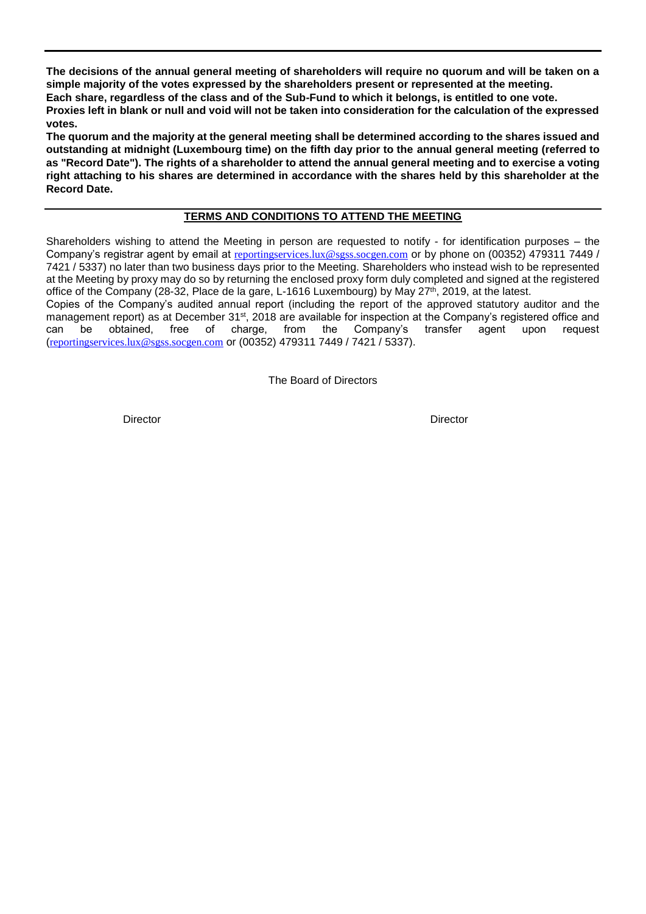**The decisions of the annual general meeting of shareholders will require no quorum and will be taken on a simple majority of the votes expressed by the shareholders present or represented at the meeting.**
**Each share, regardless of the class and of the Sub-Fund to which it belongs, is entitled to one vote.**
**Proxies left in blank or null and void will not be taken into consideration for the calculation of the expressed votes.**
**The quorum and the majority at the general meeting shall be determined according to the shares issued and outstanding at midnight (Luxembourg time) on the fifth day prior to the annual general meeting (referred to as "Record Date"). The rights of a shareholder to attend the annual general meeting and to exercise a voting right attaching to his shares are determined in accordance with the shares held by this shareholder at the Record Date.**

## TERMS AND CONDITIONS TO ATTEND THE MEETING

Shareholders wishing to attend the Meeting in person are requested to notify - for identification purposes – the Company's registrar agent by email at reportingservices.lux@sgss.socgen.com or by phone on (00352) 479311 7449 / 7421 / 5337) no later than two business days prior to the Meeting. Shareholders who instead wish to be represented at the Meeting by proxy may do so by returning the enclosed proxy form duly completed and signed at the registered office of the Company (28-32, Place de la gare, L-1616 Luxembourg) by May 27th, 2019, at the latest.
Copies of the Company's audited annual report (including the report of the approved statutory auditor and the management report) as at December 31st, 2018 are available for inspection at the Company's registered office and can be obtained, free of charge, from the Company's transfer agent upon request (reportingservices.lux@sgss.socgen.com or (00352) 479311 7449 / 7421 / 5337).

The Board of Directors

Director Director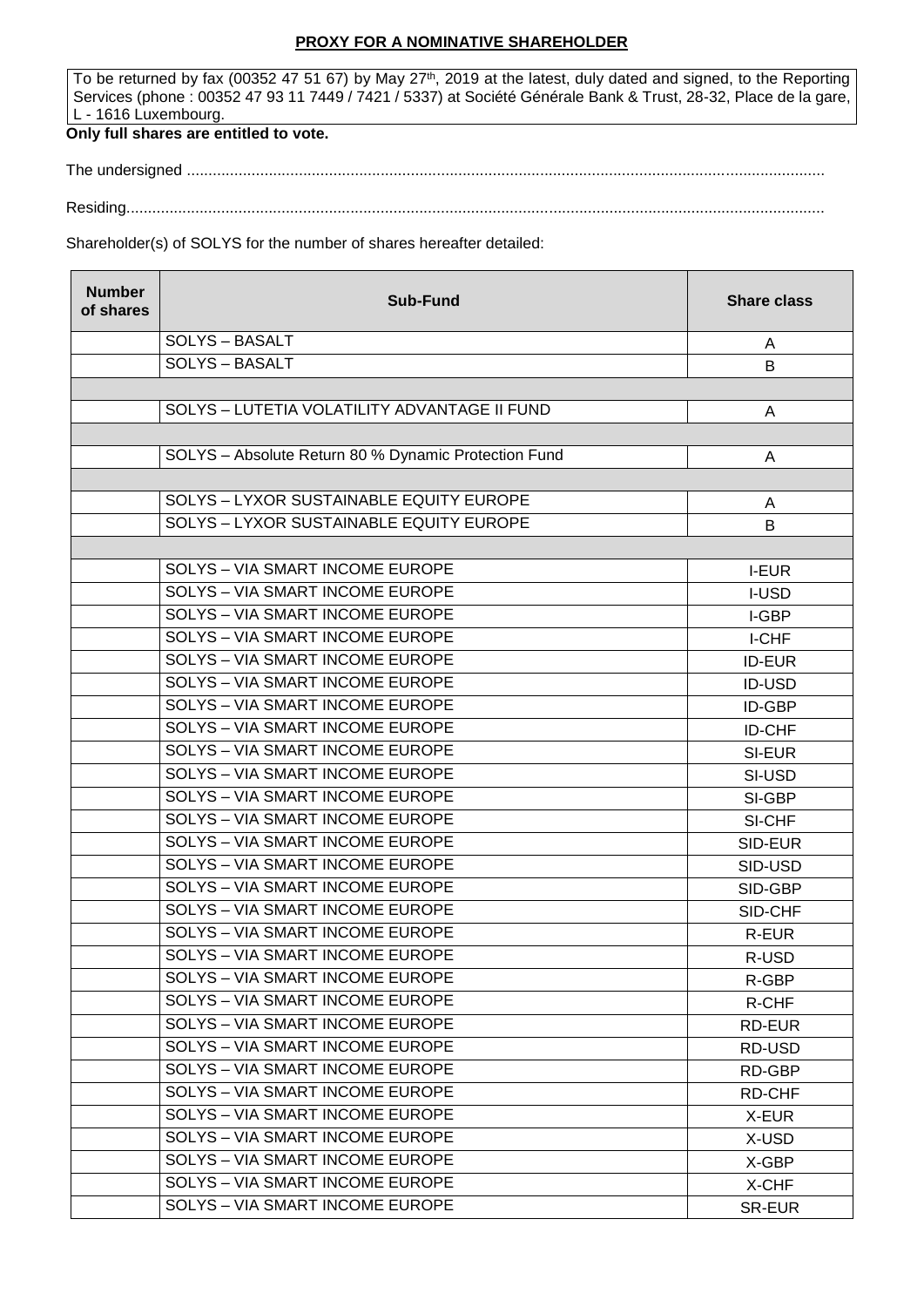**PROXY FOR A NOMINATIVE SHAREHOLDER**

To be returned by fax (00352 47 51 67) by May 27th, 2019 at the latest, duly dated and signed, to the Reporting Services (phone : 00352 47 93 11 7449 / 7421 / 5337) at Société Générale Bank & Trust, 28-32, Place de la gare, L - 1616 Luxembourg.

**Only full shares are entitled to vote.**

The undersigned ....................................................................................................................................................

Residing..................................................................................................................................................................

Shareholder(s) of SOLYS for the number of shares hereafter detailed:

| Number of shares | Sub-Fund | Share class |
|---|---|---|
| | SOLYS – BASALT | A |
| | SOLYS – BASALT | B |
| | | |
| | SOLYS – LUTETIA VOLATILITY ADVANTAGE II FUND | A |
| | | |
| | SOLYS – Absolute Return 80 % Dynamic Protection Fund | A |
| | | |
| | SOLYS – LYXOR SUSTAINABLE EQUITY EUROPE | A |
| | SOLYS – LYXOR SUSTAINABLE EQUITY EUROPE | B |
| | | |
| | SOLYS – VIA SMART INCOME EUROPE | I-EUR |
| | SOLYS – VIA SMART INCOME EUROPE | I-USD |
| | SOLYS – VIA SMART INCOME EUROPE | I-GBP |
| | SOLYS – VIA SMART INCOME EUROPE | I-CHF |
| | SOLYS – VIA SMART INCOME EUROPE | ID-EUR |
| | SOLYS – VIA SMART INCOME EUROPE | ID-USD |
| | SOLYS – VIA SMART INCOME EUROPE | ID-GBP |
| | SOLYS – VIA SMART INCOME EUROPE | ID-CHF |
| | SOLYS – VIA SMART INCOME EUROPE | SI-EUR |
| | SOLYS – VIA SMART INCOME EUROPE | SI-USD |
| | SOLYS – VIA SMART INCOME EUROPE | SI-GBP |
| | SOLYS – VIA SMART INCOME EUROPE | SI-CHF |
| | SOLYS – VIA SMART INCOME EUROPE | SID-EUR |
| | SOLYS – VIA SMART INCOME EUROPE | SID-USD |
| | SOLYS – VIA SMART INCOME EUROPE | SID-GBP |
| | SOLYS – VIA SMART INCOME EUROPE | SID-CHF |
| | SOLYS – VIA SMART INCOME EUROPE | R-EUR |
| | SOLYS – VIA SMART INCOME EUROPE | R-USD |
| | SOLYS – VIA SMART INCOME EUROPE | R-GBP |
| | SOLYS – VIA SMART INCOME EUROPE | R-CHF |
| | SOLYS – VIA SMART INCOME EUROPE | RD-EUR |
| | SOLYS – VIA SMART INCOME EUROPE | RD-USD |
| | SOLYS – VIA SMART INCOME EUROPE | RD-GBP |
| | SOLYS – VIA SMART INCOME EUROPE | RD-CHF |
| | SOLYS – VIA SMART INCOME EUROPE | X-EUR |
| | SOLYS – VIA SMART INCOME EUROPE | X-USD |
| | SOLYS – VIA SMART INCOME EUROPE | X-GBP |
| | SOLYS – VIA SMART INCOME EUROPE | X-CHF |
| | SOLYS – VIA SMART INCOME EUROPE | SR-EUR |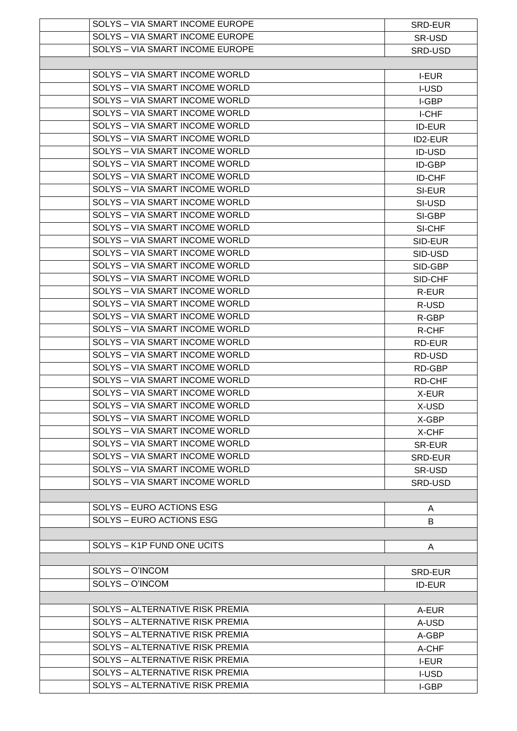| | | |
|---|---|---|
| | SOLYS – VIA SMART INCOME EUROPE | SRD-EUR |
| | SOLYS – VIA SMART INCOME EUROPE | SR-USD |
| | SOLYS – VIA SMART INCOME EUROPE | SRD-USD |
| | | |
| | SOLYS – VIA SMART INCOME WORLD | I-EUR |
| | SOLYS – VIA SMART INCOME WORLD | I-USD |
| | SOLYS – VIA SMART INCOME WORLD | I-GBP |
| | SOLYS – VIA SMART INCOME WORLD | I-CHF |
| | SOLYS – VIA SMART INCOME WORLD | ID-EUR |
| | SOLYS – VIA SMART INCOME WORLD | ID2-EUR |
| | SOLYS – VIA SMART INCOME WORLD | ID-USD |
| | SOLYS – VIA SMART INCOME WORLD | ID-GBP |
| | SOLYS – VIA SMART INCOME WORLD | ID-CHF |
| | SOLYS – VIA SMART INCOME WORLD | SI-EUR |
| | SOLYS – VIA SMART INCOME WORLD | SI-USD |
| | SOLYS – VIA SMART INCOME WORLD | SI-GBP |
| | SOLYS – VIA SMART INCOME WORLD | SI-CHF |
| | SOLYS – VIA SMART INCOME WORLD | SID-EUR |
| | SOLYS – VIA SMART INCOME WORLD | SID-USD |
| | SOLYS – VIA SMART INCOME WORLD | SID-GBP |
| | SOLYS – VIA SMART INCOME WORLD | SID-CHF |
| | SOLYS – VIA SMART INCOME WORLD | R-EUR |
| | SOLYS – VIA SMART INCOME WORLD | R-USD |
| | SOLYS – VIA SMART INCOME WORLD | R-GBP |
| | SOLYS – VIA SMART INCOME WORLD | R-CHF |
| | SOLYS – VIA SMART INCOME WORLD | RD-EUR |
| | SOLYS – VIA SMART INCOME WORLD | RD-USD |
| | SOLYS – VIA SMART INCOME WORLD | RD-GBP |
| | SOLYS – VIA SMART INCOME WORLD | RD-CHF |
| | SOLYS – VIA SMART INCOME WORLD | X-EUR |
| | SOLYS – VIA SMART INCOME WORLD | X-USD |
| | SOLYS – VIA SMART INCOME WORLD | X-GBP |
| | SOLYS – VIA SMART INCOME WORLD | X-CHF |
| | SOLYS – VIA SMART INCOME WORLD | SR-EUR |
| | SOLYS – VIA SMART INCOME WORLD | SRD-EUR |
| | SOLYS – VIA SMART INCOME WORLD | SR-USD |
| | SOLYS – VIA SMART INCOME WORLD | SRD-USD |
| | | |
| | SOLYS – EURO ACTIONS ESG | A |
| | SOLYS – EURO ACTIONS ESG | B |
| | | |
| | SOLYS – K1P FUND ONE UCITS | A |
| | | |
| | SOLYS – O'INCOM | SRD-EUR |
| | SOLYS – O'INCOM | ID-EUR |
| | | |
| | SOLYS – ALTERNATIVE RISK PREMIA | A-EUR |
| | SOLYS – ALTERNATIVE RISK PREMIA | A-USD |
| | SOLYS – ALTERNATIVE RISK PREMIA | A-GBP |
| | SOLYS – ALTERNATIVE RISK PREMIA | A-CHF |
| | SOLYS – ALTERNATIVE RISK PREMIA | I-EUR |
| | SOLYS – ALTERNATIVE RISK PREMIA | I-USD |
| | SOLYS – ALTERNATIVE RISK PREMIA | I-GBP |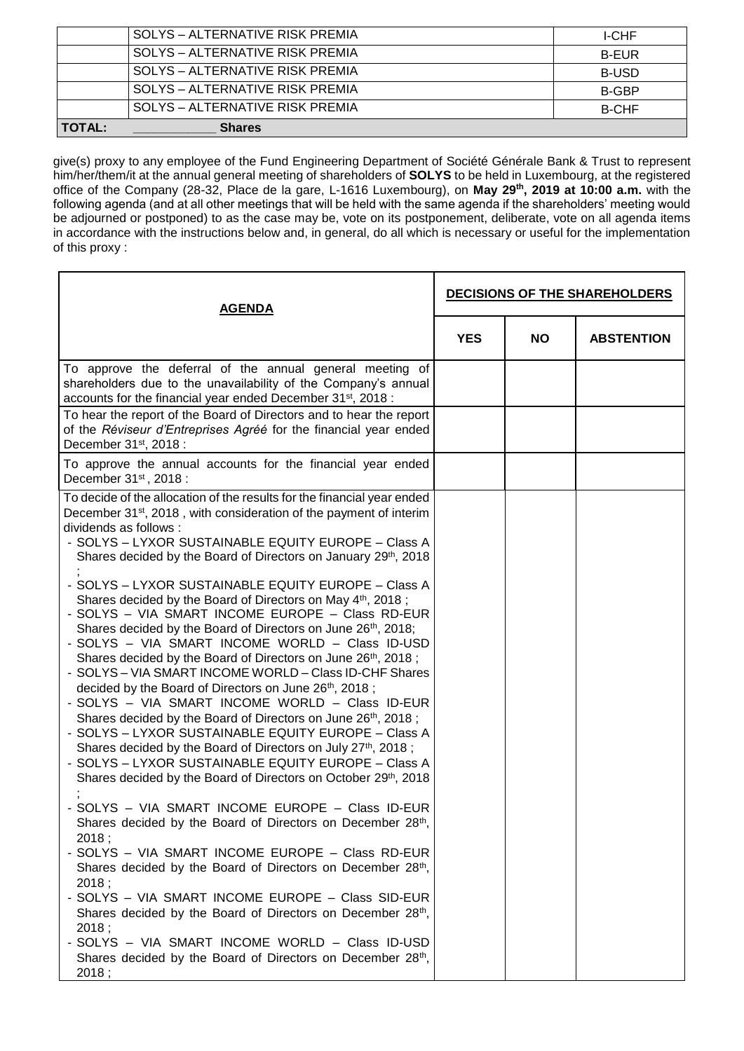| | | |
|---|---|---|
| | SOLYS – ALTERNATIVE RISK PREMIA | I-CHF |
| | SOLYS – ALTERNATIVE RISK PREMIA | B-EUR |
| | SOLYS – ALTERNATIVE RISK PREMIA | B-USD |
| | SOLYS – ALTERNATIVE RISK PREMIA | B-GBP |
| | SOLYS – ALTERNATIVE RISK PREMIA | B-CHF |
| **TOTAL:** | ____________ **Shares** | |

give(s) proxy to any employee of the Fund Engineering Department of Société Générale Bank & Trust to represent him/her/them/it at the annual general meeting of shareholders of **SOLYS** to be held in Luxembourg, at the registered office of the Company (28-32, Place de la gare, L-1616 Luxembourg), on **May 29th, 2019 at 10:00 a.m.** with the following agenda (and at all other meetings that will be held with the same agenda if the shareholders' meeting would be adjourned or postponed) to as the case may be, vote on its postponement, deliberate, vote on all agenda items in accordance with the instructions below and, in general, do all which is necessary or useful for the implementation of this proxy :

| **AGENDA** | **DECISIONS OF THE SHAREHOLDERS** | | |
|---|---|---|---|
| | **YES** | **NO** | **ABSTENTION** |
| To approve the deferral of the annual general meeting of shareholders due to the unavailability of the Company's annual accounts for the financial year ended December 31st, 2018 : | | | |
| To hear the report of the Board of Directors and to hear the report of the *Réviseur d'Entreprises Agréé* for the financial year ended December 31st, 2018 : | | | |
| To approve the annual accounts for the financial year ended December 31st , 2018 : | | | |
| To decide of the allocation of the results for the financial year ended December 31st, 2018 , with consideration of the payment of interim dividends as follows :<br>- SOLYS – LYXOR SUSTAINABLE EQUITY EUROPE – Class A Shares decided by the Board of Directors on January 29th, 2018 ;<br>- SOLYS – LYXOR SUSTAINABLE EQUITY EUROPE – Class A Shares decided by the Board of Directors on May 4th, 2018 ;<br>- SOLYS – VIA SMART INCOME EUROPE – Class RD-EUR Shares decided by the Board of Directors on June 26th, 2018;<br>- SOLYS – VIA SMART INCOME WORLD – Class ID-USD Shares decided by the Board of Directors on June 26th, 2018 ;<br>- SOLYS – VIA SMART INCOME WORLD – Class ID-CHF Shares decided by the Board of Directors on June 26th, 2018 ;<br>- SOLYS – VIA SMART INCOME WORLD – Class ID-EUR Shares decided by the Board of Directors on June 26th, 2018 ;<br>- SOLYS – LYXOR SUSTAINABLE EQUITY EUROPE – Class A Shares decided by the Board of Directors on July 27th, 2018 ;<br>- SOLYS – LYXOR SUSTAINABLE EQUITY EUROPE – Class A Shares decided by the Board of Directors on October 29th, 2018 ;<br>- SOLYS – VIA SMART INCOME EUROPE – Class ID-EUR Shares decided by the Board of Directors on December 28th, 2018 ;<br>- SOLYS – VIA SMART INCOME EUROPE – Class RD-EUR Shares decided by the Board of Directors on December 28th, 2018 ;<br>- SOLYS – VIA SMART INCOME EUROPE – Class SID-EUR Shares decided by the Board of Directors on December 28th, 2018 ;<br>- SOLYS – VIA SMART INCOME WORLD – Class ID-USD Shares decided by the Board of Directors on December 28th, 2018 ; | | | |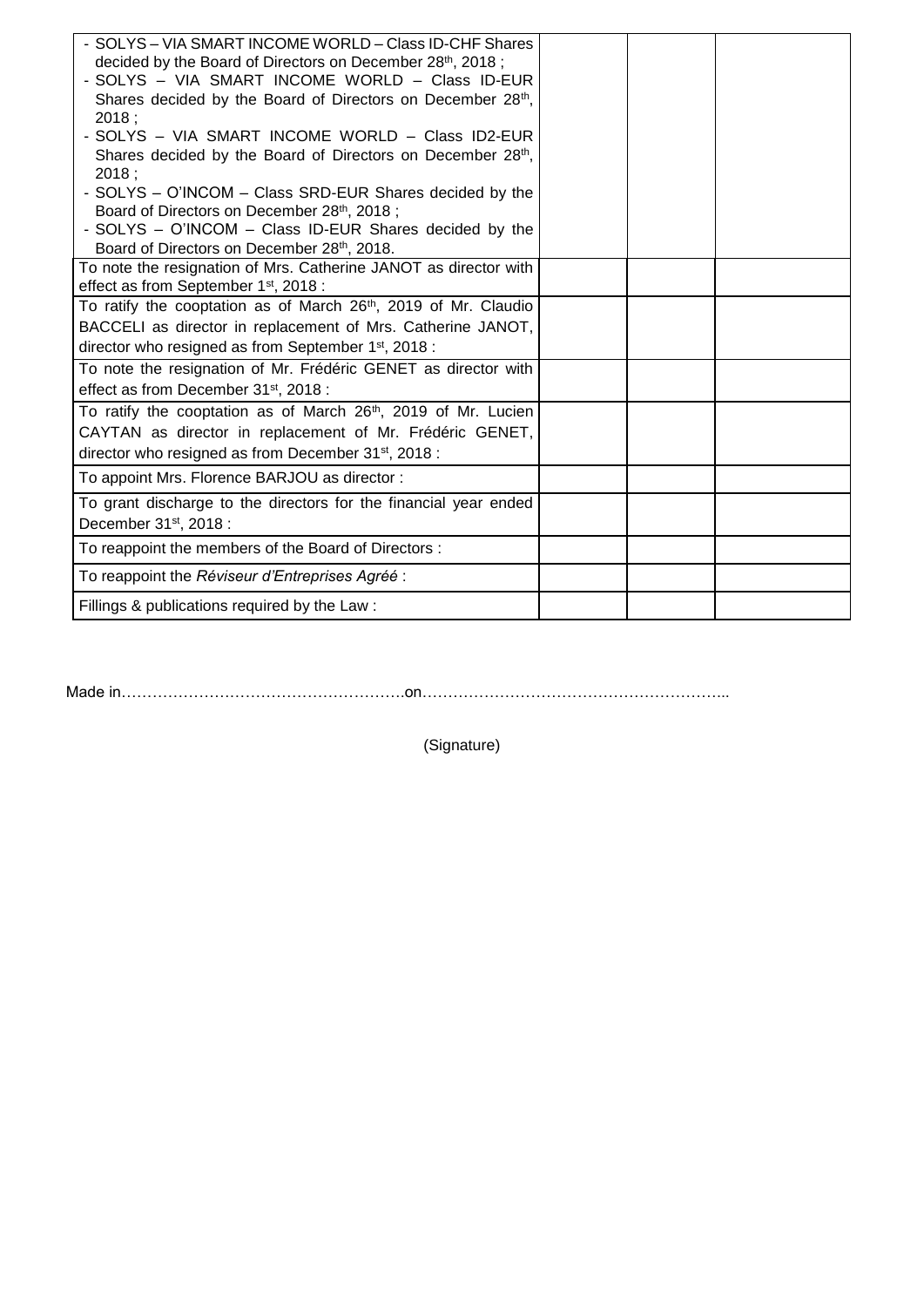| | | | |
|---|---|---|---|
| - SOLYS – VIA SMART INCOME WORLD – Class ID-CHF Shares decided by the Board of Directors on December 28th, 2018 ;<br>- SOLYS – VIA SMART INCOME WORLD – Class ID-EUR Shares decided by the Board of Directors on December 28th, 2018 ;<br>- SOLYS – VIA SMART INCOME WORLD – Class ID2-EUR Shares decided by the Board of Directors on December 28th, 2018 ;<br>- SOLYS – O'INCOM – Class SRD-EUR Shares decided by the Board of Directors on December 28th, 2018 ;<br>- SOLYS – O'INCOM – Class ID-EUR Shares decided by the Board of Directors on December 28th, 2018. | | | |
| To note the resignation of Mrs. Catherine JANOT as director with effect as from September 1st, 2018 : | | | |
| To ratify the cooptation as of March 26th, 2019 of Mr. Claudio BACCELI as director in replacement of Mrs. Catherine JANOT, director who resigned as from September 1st, 2018 : | | | |
| To note the resignation of Mr. Frédéric GENET as director with effect as from December 31st, 2018 : | | | |
| To ratify the cooptation as of March 26th, 2019 of Mr. Lucien CAYTAN as director in replacement of Mr. Frédéric GENET, director who resigned as from December 31st, 2018 : | | | |
| To appoint Mrs. Florence BARJOU as director : | | | |
| To grant discharge to the directors for the financial year ended December 31st, 2018 : | | | |
| To reappoint the members of the Board of Directors : | | | |
| To reappoint the *Réviseur d'Entreprises Agréé* : | | | |
| Fillings & publications required by the Law : | | | |

Made in……………………………………………….on…………………………………………………..

(Signature)